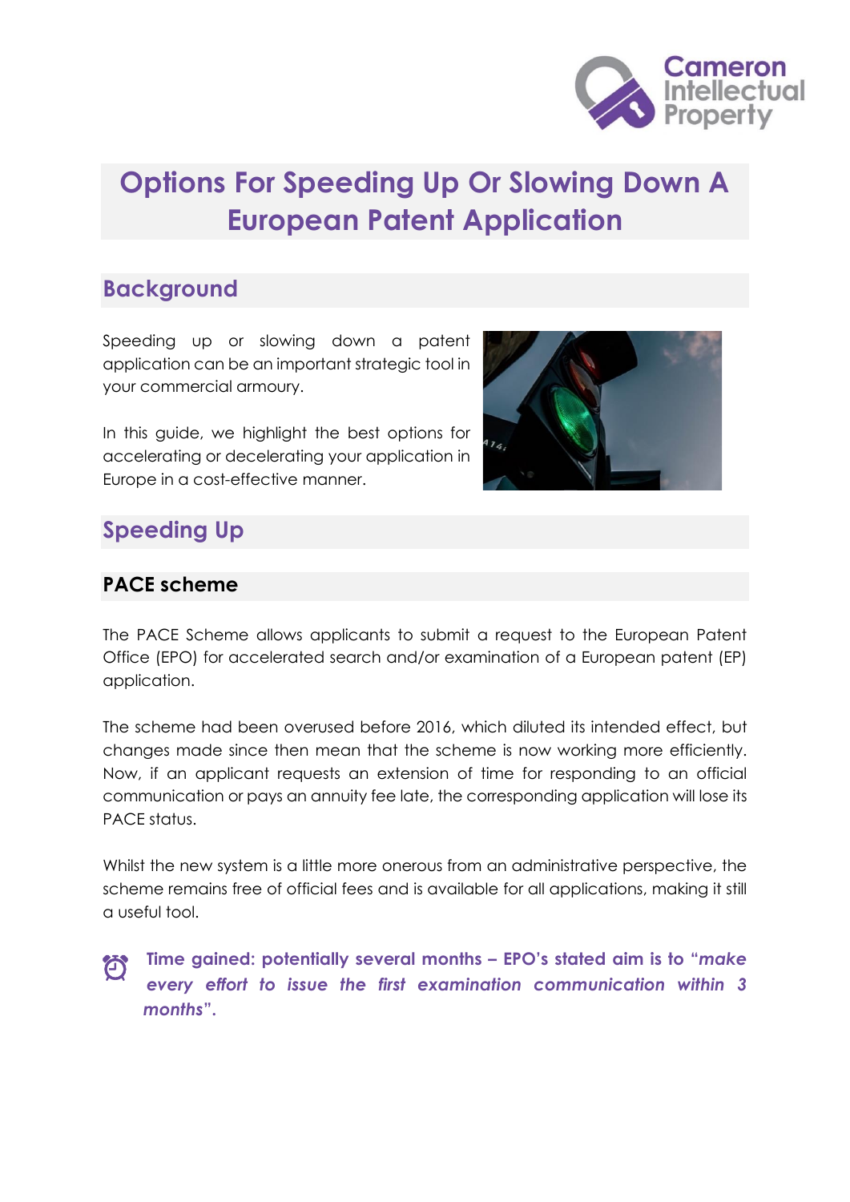# Options For Speeding Up Or Slowing Down A European Patent Application

## Background

Speeding up or slowing down a patent application can be an important strategic tool in your commercial armoury.

In this guide, we highlight the best options for accelerating or decelerating your application in Europe in a cost-effective manner.

## Speeding Up

### PACE scheme

The PACE Scheme allows applicants to submit a request to the European Patent Office (EPO) for accelerated search and/or examination of a European patent (EP) application.

The scheme had been overused before 2016, which diluted its intended effect, but changes made since then mean that the scheme is now working more efficiently. Now, if an applicant requests an extension of time for responding to an official communication or pays an annuity fee late, the corresponding application will lose its PACE status.

Whilst the new system is a little more onerous from an administrative perspective, the scheme remains free of official fees and is available for all applications, making it still a useful tool.

**Time gained: potentially several months – EPO's stated aim is to "*make every effort to issue the first examination communication within 3 months*".**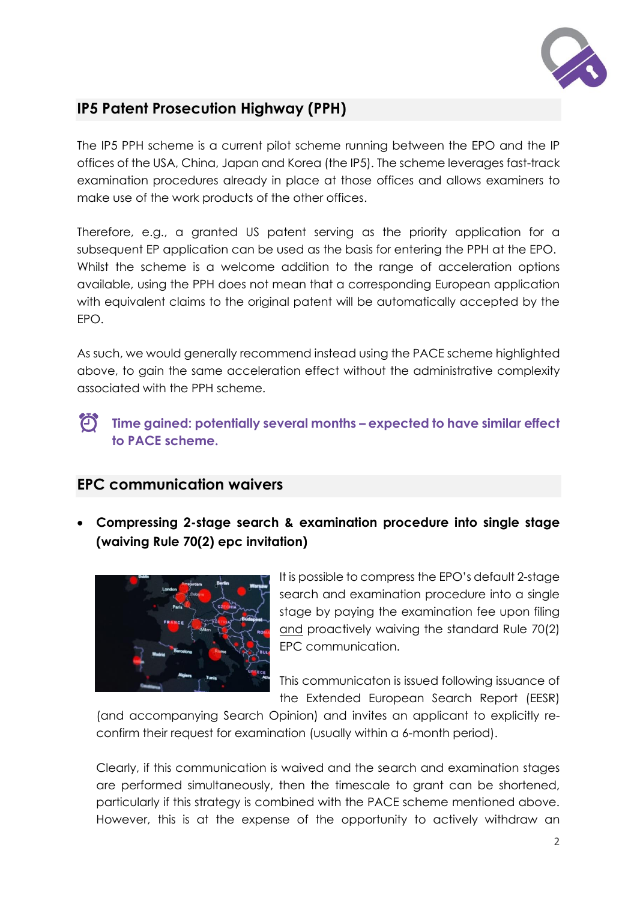## IP5 Patent Prosecution Highway (PPH)

The IP5 PPH scheme is a current pilot scheme running between the EPO and the IP offices of the USA, China, Japan and Korea (the IP5). The scheme leverages fast-track examination procedures already in place at those offices and allows examiners to make use of the work products of the other offices.

Therefore, e.g., a granted US patent serving as the priority application for a subsequent EP application can be used as the basis for entering the PPH at the EPO. Whilst the scheme is a welcome addition to the range of acceleration options available, using the PPH does not mean that a corresponding European application with equivalent claims to the original patent will be automatically accepted by the EPO.

As such, we would generally recommend instead using the PACE scheme highlighted above, to gain the same acceleration effect without the administrative complexity associated with the PPH scheme.

**Time gained: potentially several months – expected to have similar effect to PACE scheme.**

## EPC communication waivers

- **Compressing 2-stage search & examination procedure into single stage (waiving Rule 70(2) epc invitation)**

It is possible to compress the EPO's default 2-stage search and examination procedure into a single stage by paying the examination fee upon filing and proactively waiving the standard Rule 70(2) EPC communication.

This communicaton is issued following issuance of the Extended European Search Report (EESR) (and accompanying Search Opinion) and invites an applicant to explicitly re-confirm their request for examination (usually within a 6-month period).

Clearly, if this communication is waived and the search and examination stages are performed simultaneously, then the timescale to grant can be shortened, particularly if this strategy is combined with the PACE scheme mentioned above. However, this is at the expense of the opportunity to actively withdraw an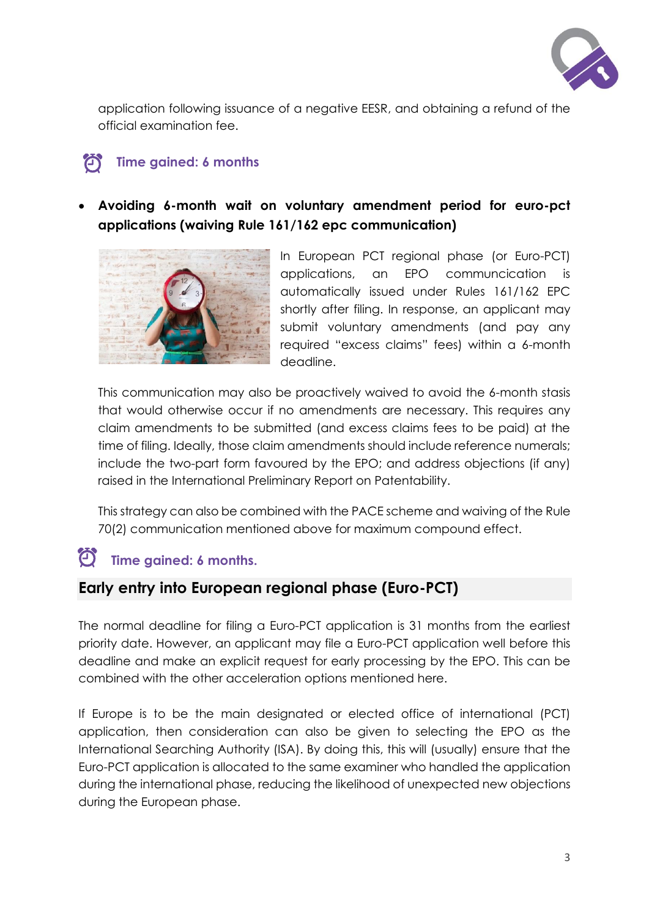application following issuance of a negative EESR, and obtaining a refund of the official examination fee.

**Time gained: 6 months**

- **Avoiding 6-month wait on voluntary amendment period for euro-pct applications (waiving Rule 161/162 epc communication)**

In European PCT regional phase (or Euro-PCT) applications, an EPO communciation is automatically issued under Rules 161/162 EPC shortly after filing. In response, an applicant may submit voluntary amendments (and pay any required "excess claims" fees) within a 6-month deadline.

This communication may also be proactively waived to avoid the 6-month stasis that would otherwise occur if no amendments are necessary. This requires any claim amendments to be submitted (and excess claims fees to be paid) at the time of filing. Ideally, those claim amendments should include reference numerals; include the two-part form favoured by the EPO; and address objections (if any) raised in the International Preliminary Report on Patentability.

This strategy can also be combined with the PACE scheme and waiving of the Rule 70(2) communication mentioned above for maximum compound effect.

**Time gained: 6 months.**

## Early entry into European regional phase (Euro-PCT)

The normal deadline for filing a Euro-PCT application is 31 months from the earliest priority date. However, an applicant may file a Euro-PCT application well before this deadline and make an explicit request for early processing by the EPO. This can be combined with the other acceleration options mentioned here.

If Europe is to be the main designated or elected office of international (PCT) application, then consideration can also be given to selecting the EPO as the International Searching Authority (ISA). By doing this, this will (usually) ensure that the Euro-PCT application is allocated to the same examiner who handled the application during the international phase, reducing the likelihood of unexpected new objections during the European phase.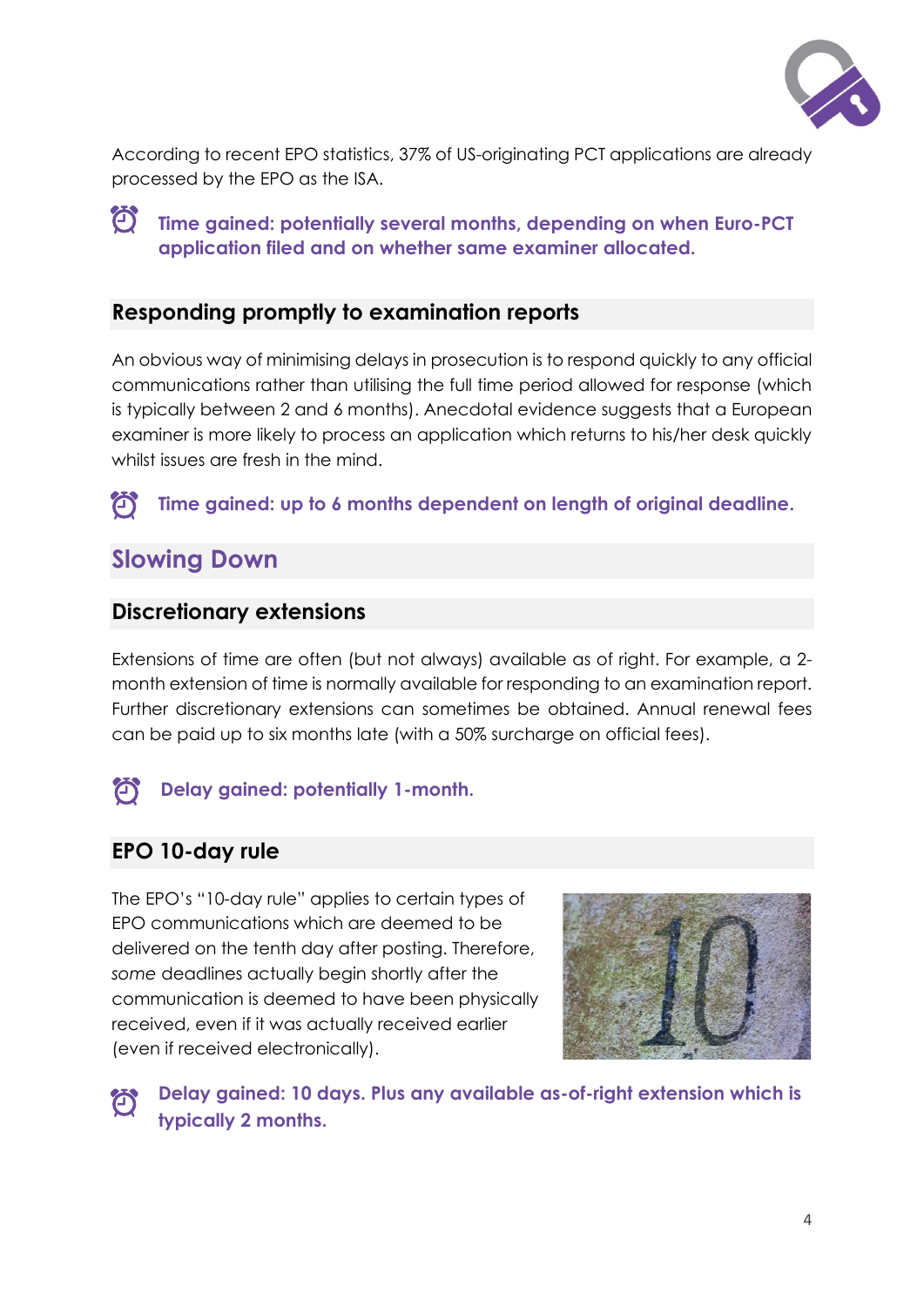According to recent EPO statistics, 37% of US-originating PCT applications are already processed by the EPO as the ISA.

**Time gained: potentially several months, depending on when Euro-PCT application filed and on whether same examiner allocated.**

### Responding promptly to examination reports

An obvious way of minimising delays in prosecution is to respond quickly to any official communications rather than utilising the full time period allowed for response (which is typically between 2 and 6 months). Anecdotal evidence suggests that a European examiner is more likely to process an application which returns to his/her desk quickly whilst issues are fresh in the mind.

**Time gained: up to 6 months dependent on length of original deadline.**

## Slowing Down

### Discretionary extensions

Extensions of time are often (but not always) available as of right. For example, a 2-month extension of time is normally available for responding to an examination report. Further discretionary extensions can sometimes be obtained. Annual renewal fees can be paid up to six months late (with a 50% surcharge on official fees).

**Delay gained: potentially 1-month.**

### EPO 10-day rule

The EPO's "10-day rule" applies to certain types of EPO communications which are deemed to be delivered on the tenth day after posting. Therefore, *some* deadlines actually begin shortly after the communication is deemed to have been physically received, even if it was actually received earlier (even if received electronically).

**Delay gained: 10 days. Plus any available as-of-right extension which is typically 2 months.**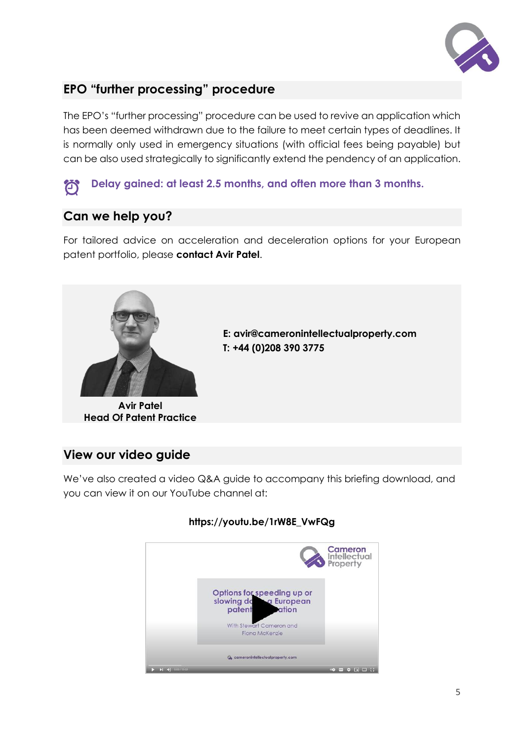## EPO "further processing" procedure

The EPO's "further processing" procedure can be used to revive an application which has been deemed withdrawn due to the failure to meet certain types of deadlines. It is normally only used in emergency situations (with official fees being payable) but can be also used strategically to significantly extend the pendency of an application.

**Delay gained: at least 2.5 months, and often more than 3 months.**

## Can we help you?

For tailored advice on acceleration and deceleration options for your European patent portfolio, please **contact Avir Patel**.

**Avir Patel**
**Head Of Patent Practice**

**E: avir@cameronintellectualproperty.com**
**T: +44 (0)208 390 3775**

## View our video guide

We've also created a video Q&A guide to accompany this briefing download, and you can view it on our YouTube channel at:

**https://youtu.be/1rW8E_VwFQg**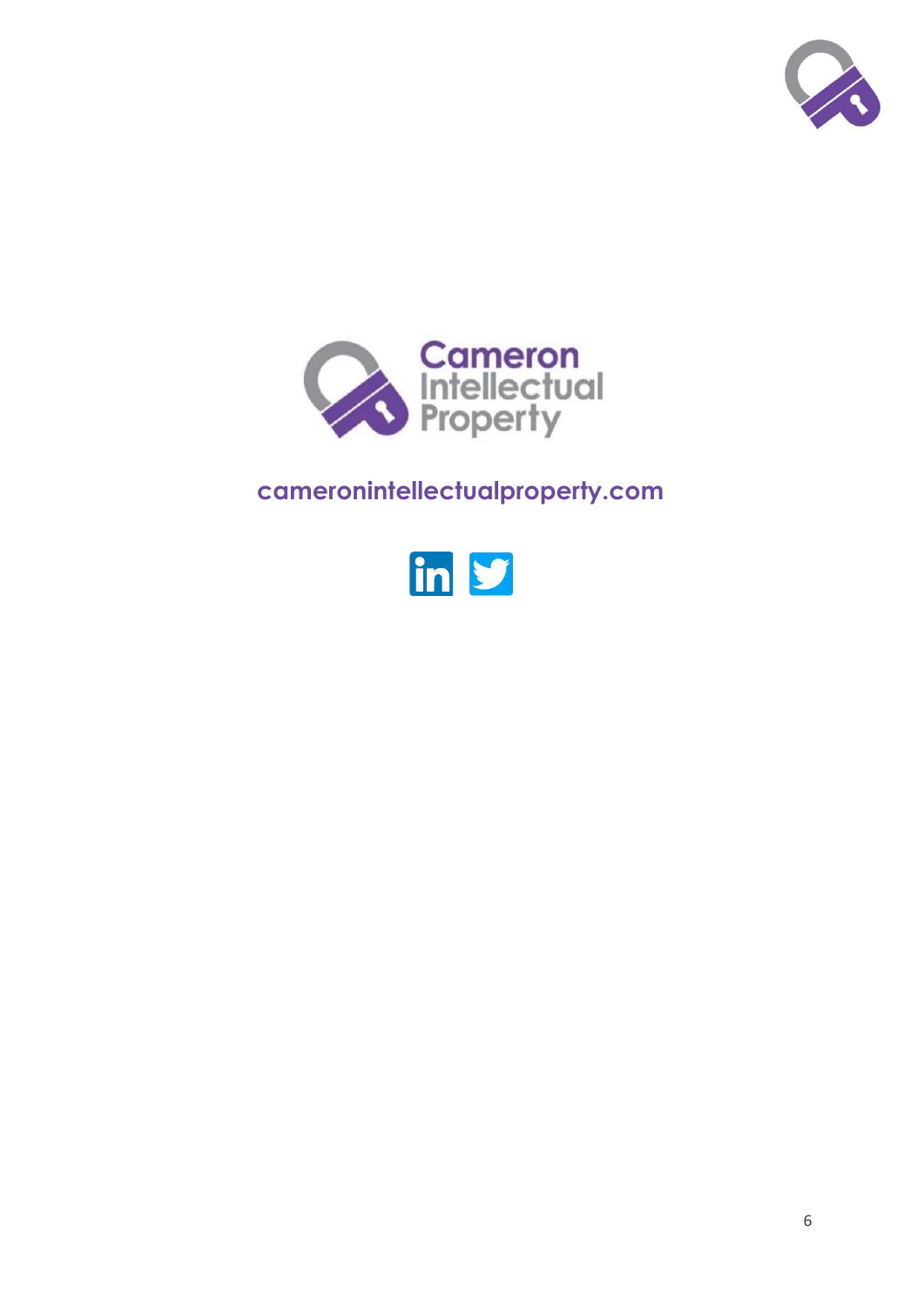Cameron Intellectual Property

cameronintellectualproperty.com